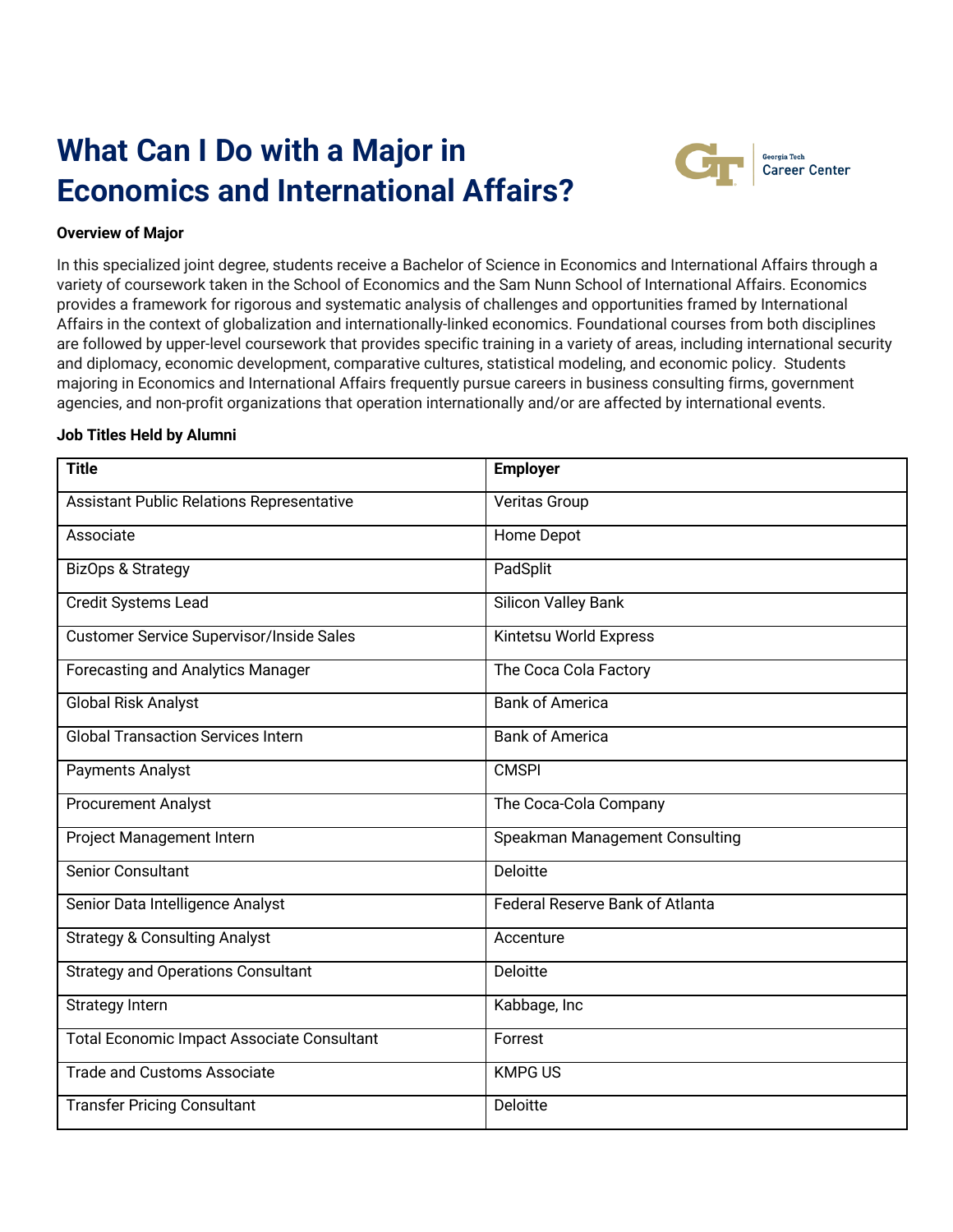# What Can I Do with a Major in Economics and International Affairs?

Georgia Tech Career Center

**Overview of Major**

In this specialized joint degree, students receive a Bachelor of Science in Economics and International Affairs through a variety of coursework taken in the School of Economics and the Sam Nunn School of International Affairs. Economics provides a framework for rigorous and systematic analysis of challenges and opportunities framed by International Affairs in the context of globalization and internationally-linked economics. Foundational courses from both disciplines are followed by upper-level coursework that provides specific training in a variety of areas, including international security and diplomacy, economic development, comparative cultures, statistical modeling, and economic policy. Students majoring in Economics and International Affairs frequently pursue careers in business consulting firms, government agencies, and non-profit organizations that operation internationally and/or are affected by international events.

**Job Titles Held by Alumni**

| Title | Employer |
|---|---|
| Assistant Public Relations Representative | Veritas Group |
| Associate | Home Depot |
| BizOps & Strategy | PadSplit |
| Credit Systems Lead | Silicon Valley Bank |
| Customer Service Supervisor/Inside Sales | Kintetsu World Express |
| Forecasting and Analytics Manager | The Coca Cola Factory |
| Global Risk Analyst | Bank of America |
| Global Transaction Services Intern | Bank of America |
| Payments Analyst | CMSPI |
| Procurement Analyst | The Coca-Cola Company |
| Project Management Intern | Speakman Management Consulting |
| Senior Consultant | Deloitte |
| Senior Data Intelligence Analyst | Federal Reserve Bank of Atlanta |
| Strategy & Consulting Analyst | Accenture |
| Strategy and Operations Consultant | Deloitte |
| Strategy Intern | Kabbage, Inc |
| Total Economic Impact Associate Consultant | Forrest |
| Trade and Customs Associate | KMPG US |
| Transfer Pricing Consultant | Deloitte |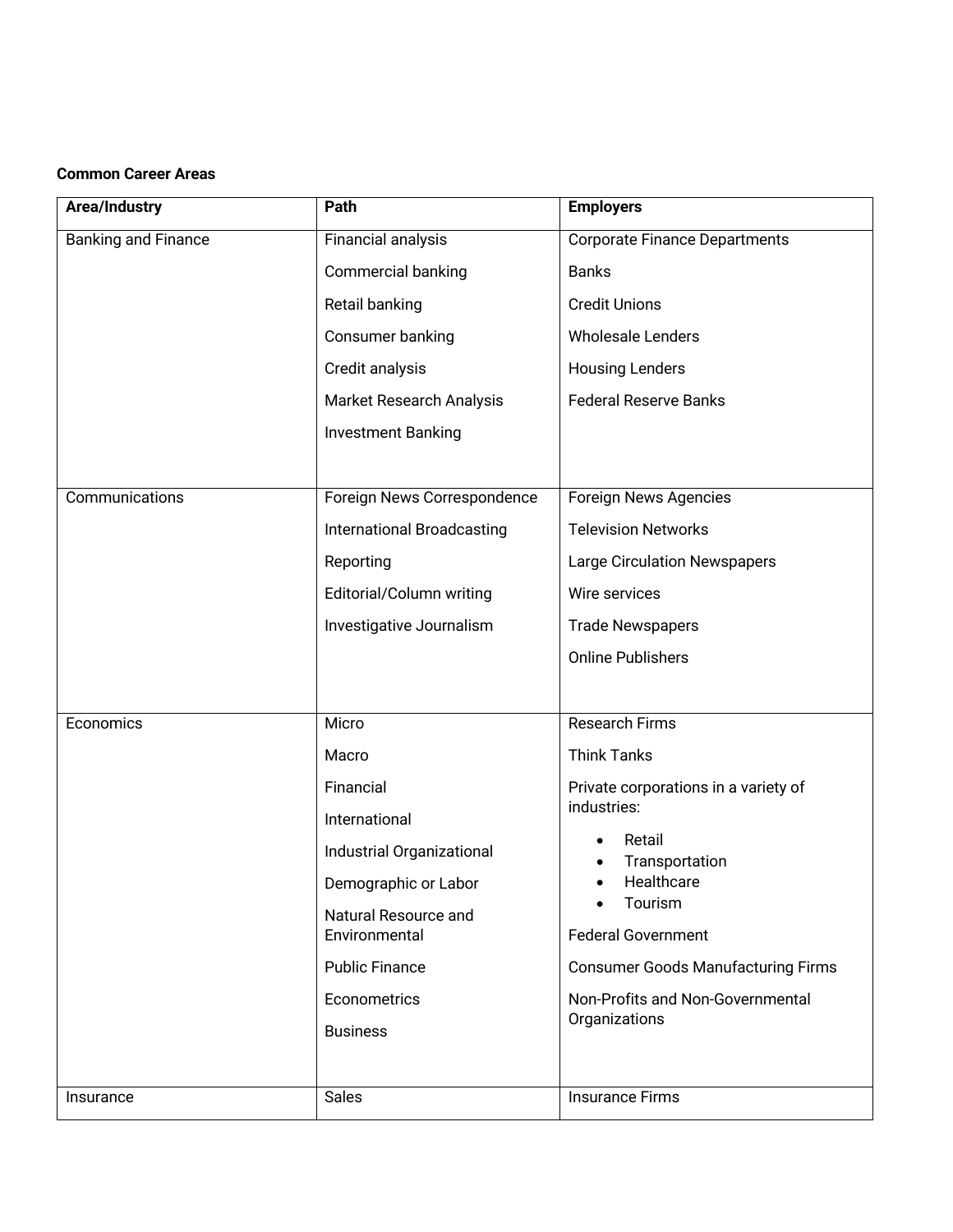**Common Career Areas**

| Area/Industry | Path | Employers |
|---|---|---|
| Banking and Finance | Financial analysis<br>Commercial banking<br>Retail banking<br>Consumer banking<br>Credit analysis<br>Market Research Analysis<br>Investment Banking | Corporate Finance Departments<br>Banks<br>Credit Unions<br>Wholesale Lenders<br>Housing Lenders<br>Federal Reserve Banks |
| Communications | Foreign News Correspondence<br>International Broadcasting<br>Reporting<br>Editorial/Column writing<br>Investigative Journalism | Foreign News Agencies<br>Television Networks<br>Large Circulation Newspapers<br>Wire services<br>Trade Newspapers<br>Online Publishers |
| Economics | Micro<br>Macro<br>Financial<br>International<br>Industrial Organizational<br>Demographic or Labor<br>Natural Resource and Environmental<br>Public Finance<br>Econometrics<br>Business | Research Firms<br>Think Tanks<br>Private corporations in a variety of industries:<br>• Retail<br>• Transportation<br>• Healthcare<br>• Tourism<br>Federal Government<br>Consumer Goods Manufacturing Firms<br>Non-Profits and Non-Governmental Organizations |
| Insurance | Sales | Insurance Firms |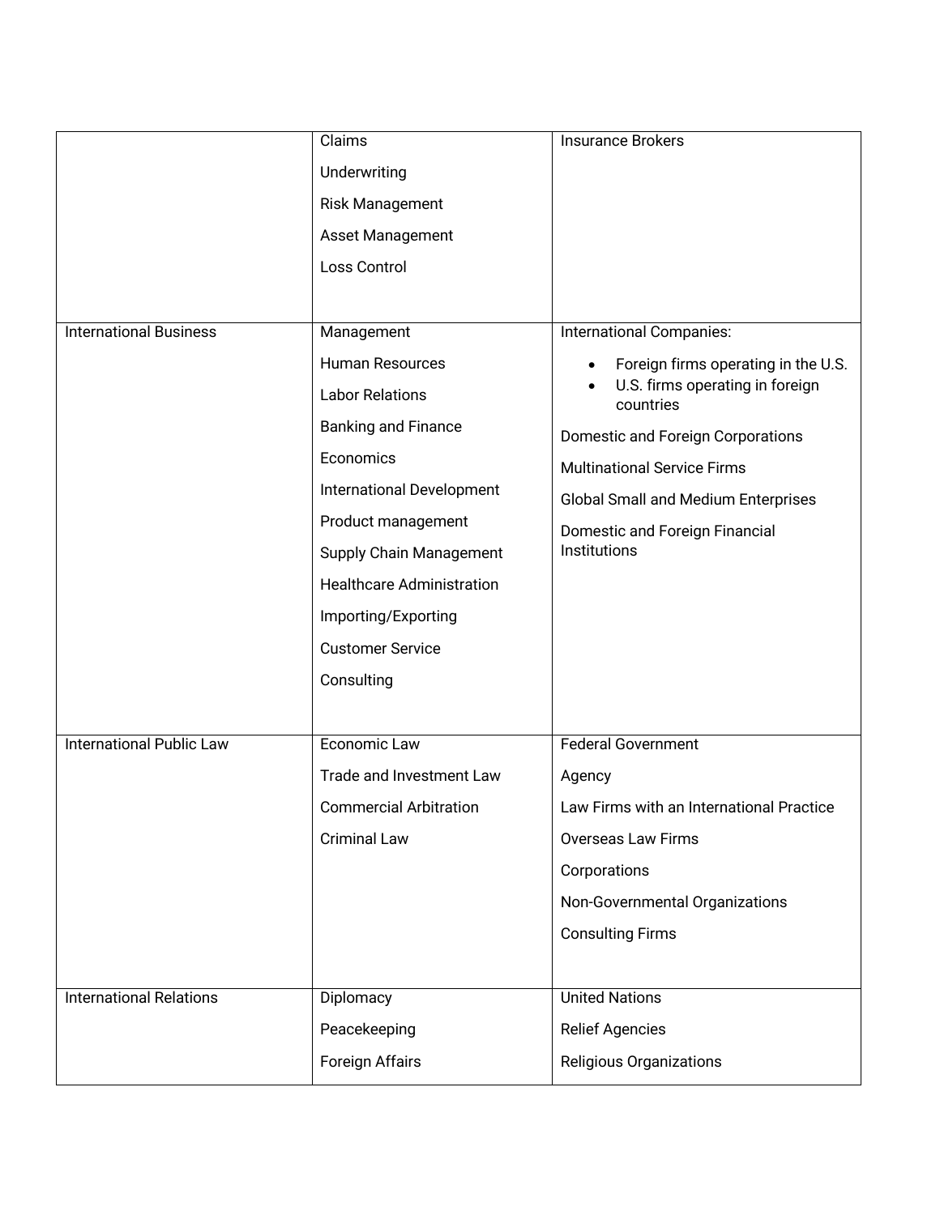| | | |
|---|---|---|
| | Claims<br>Underwriting<br>Risk Management<br>Asset Management<br>Loss Control | Insurance Brokers |
| International Business | Management<br>Human Resources<br>Labor Relations<br>Banking and Finance<br>Economics<br>International Development<br>Product management<br>Supply Chain Management<br>Healthcare Administration<br>Importing/Exporting<br>Customer Service<br>Consulting | International Companies:<br>• Foreign firms operating in the U.S.<br>• U.S. firms operating in foreign countries<br>Domestic and Foreign Corporations<br>Multinational Service Firms<br>Global Small and Medium Enterprises<br>Domestic and Foreign Financial Institutions |
| International Public Law | Economic Law<br>Trade and Investment Law<br>Commercial Arbitration<br>Criminal Law | Federal Government<br>Agency<br>Law Firms with an International Practice<br>Overseas Law Firms<br>Corporations<br>Non-Governmental Organizations<br>Consulting Firms |
| International Relations | Diplomacy<br>Peacekeeping<br>Foreign Affairs | United Nations<br>Relief Agencies<br>Religious Organizations |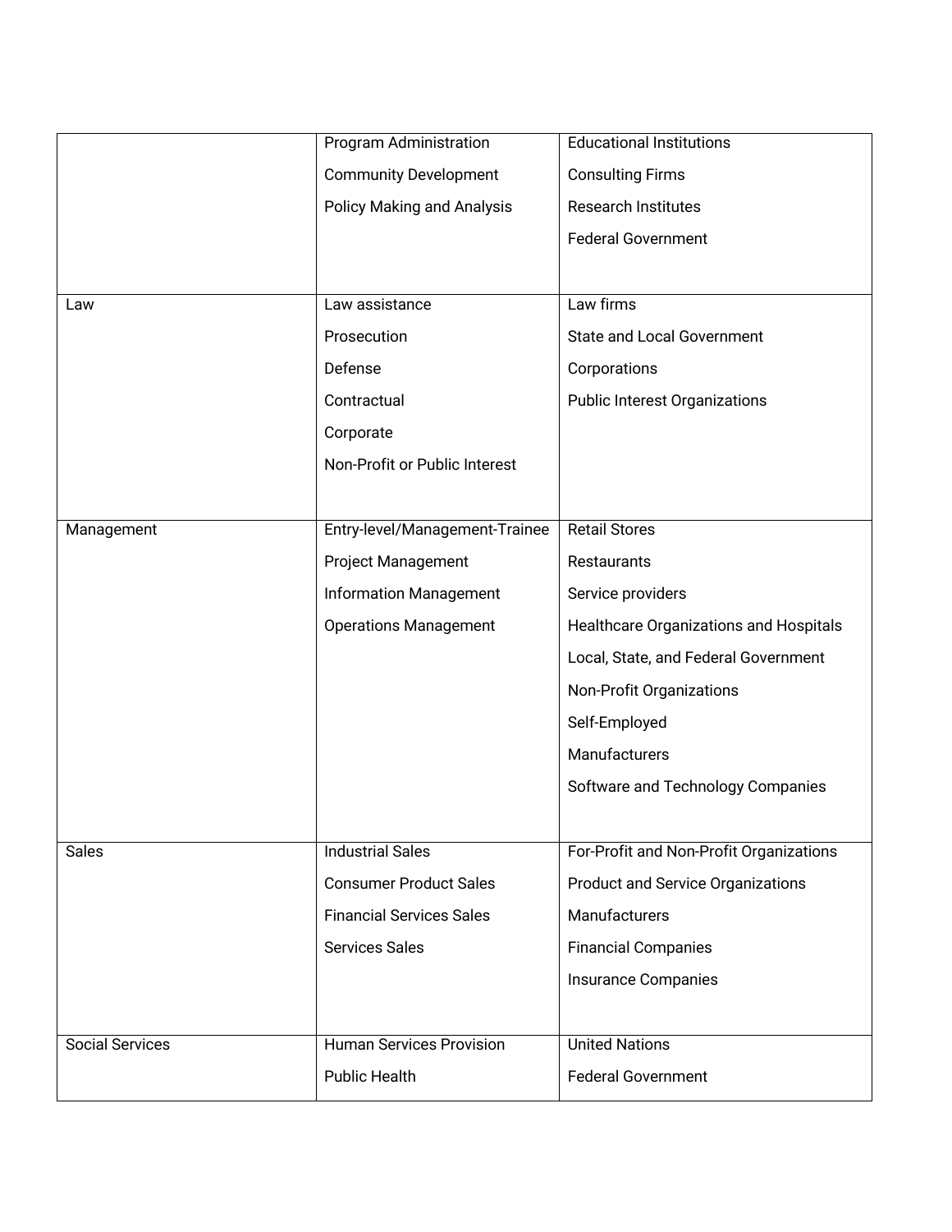| | | |
|---|---|---|
| | Program Administration<br>Community Development<br>Policy Making and Analysis | Educational Institutions<br>Consulting Firms<br>Research Institutes<br>Federal Government |
| Law | Law assistance<br>Prosecution<br>Defense<br>Contractual<br>Corporate<br>Non-Profit or Public Interest | Law firms<br>State and Local Government<br>Corporations<br>Public Interest Organizations |
| Management | Entry-level/Management-Trainee<br>Project Management<br>Information Management<br>Operations Management | Retail Stores<br>Restaurants<br>Service providers<br>Healthcare Organizations and Hospitals<br>Local, State, and Federal Government<br>Non-Profit Organizations<br>Self-Employed<br>Manufacturers<br>Software and Technology Companies |
| Sales | Industrial Sales<br>Consumer Product Sales<br>Financial Services Sales<br>Services Sales | For-Profit and Non-Profit Organizations<br>Product and Service Organizations<br>Manufacturers<br>Financial Companies<br>Insurance Companies |
| Social Services | Human Services Provision<br>Public Health | United Nations<br>Federal Government |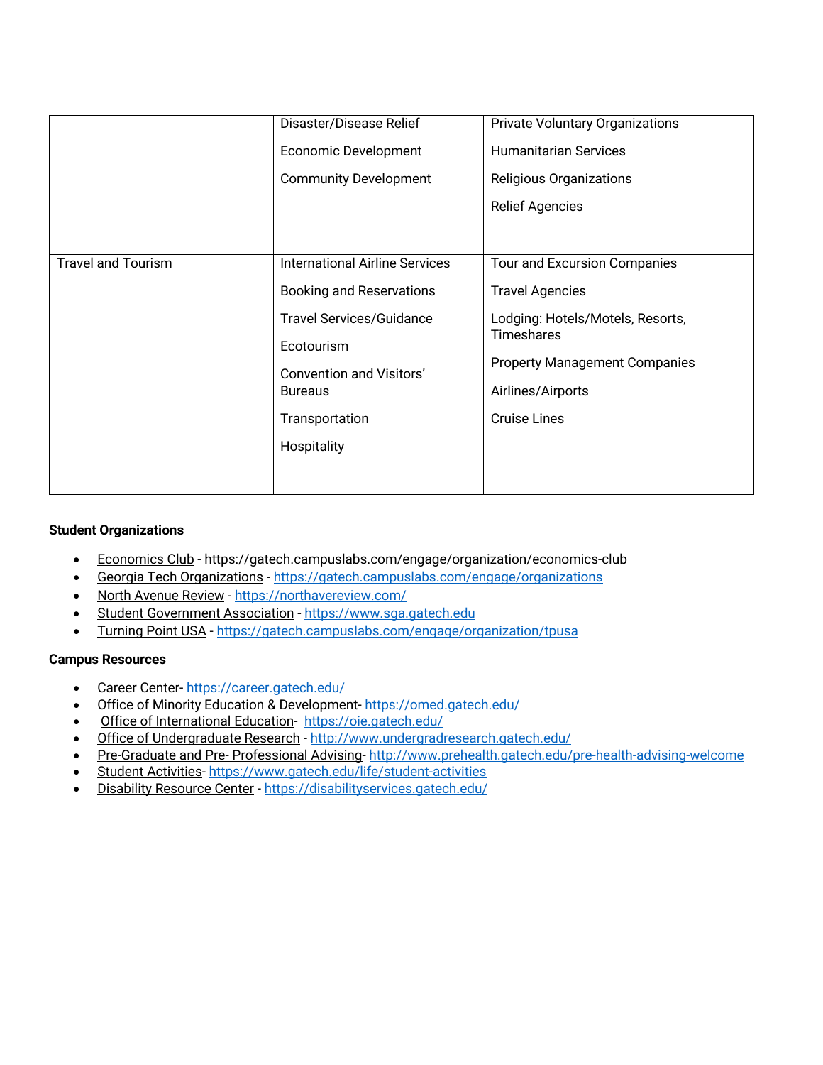| | | |
|---|---|---|
| | Disaster/Disease Relief<br><br>Economic Development<br><br>Community Development | Private Voluntary Organizations<br><br>Humanitarian Services<br><br>Religious Organizations<br><br>Relief Agencies |
| Travel and Tourism | International Airline Services<br><br>Booking and Reservations<br><br>Travel Services/Guidance<br><br>Ecotourism<br><br>Convention and Visitors' Bureaus<br><br>Transportation<br><br>Hospitality | Tour and Excursion Companies<br><br>Travel Agencies<br><br>Lodging: Hotels/Motels, Resorts, Timeshares<br><br>Property Management Companies<br><br>Airlines/Airports<br><br>Cruise Lines |

**Student Organizations**

- Economics Club - https://gatech.campuslabs.com/engage/organization/economics-club
- Georgia Tech Organizations - https://gatech.campuslabs.com/engage/organizations
- North Avenue Review - https://northavereview.com/
- Student Government Association - https://www.sga.gatech.edu
- Turning Point USA - https://gatech.campuslabs.com/engage/organization/tpusa

**Campus Resources**

- Career Center- https://career.gatech.edu/
- Office of Minority Education & Development- https://omed.gatech.edu/
- Office of International Education- https://oie.gatech.edu/
- Office of Undergraduate Research - http://www.undergradresearch.gatech.edu/
- Pre-Graduate and Pre- Professional Advising- http://www.prehealth.gatech.edu/pre-health-advising-welcome
- Student Activities- https://www.gatech.edu/life/student-activities
- Disability Resource Center - https://disabilityservices.gatech.edu/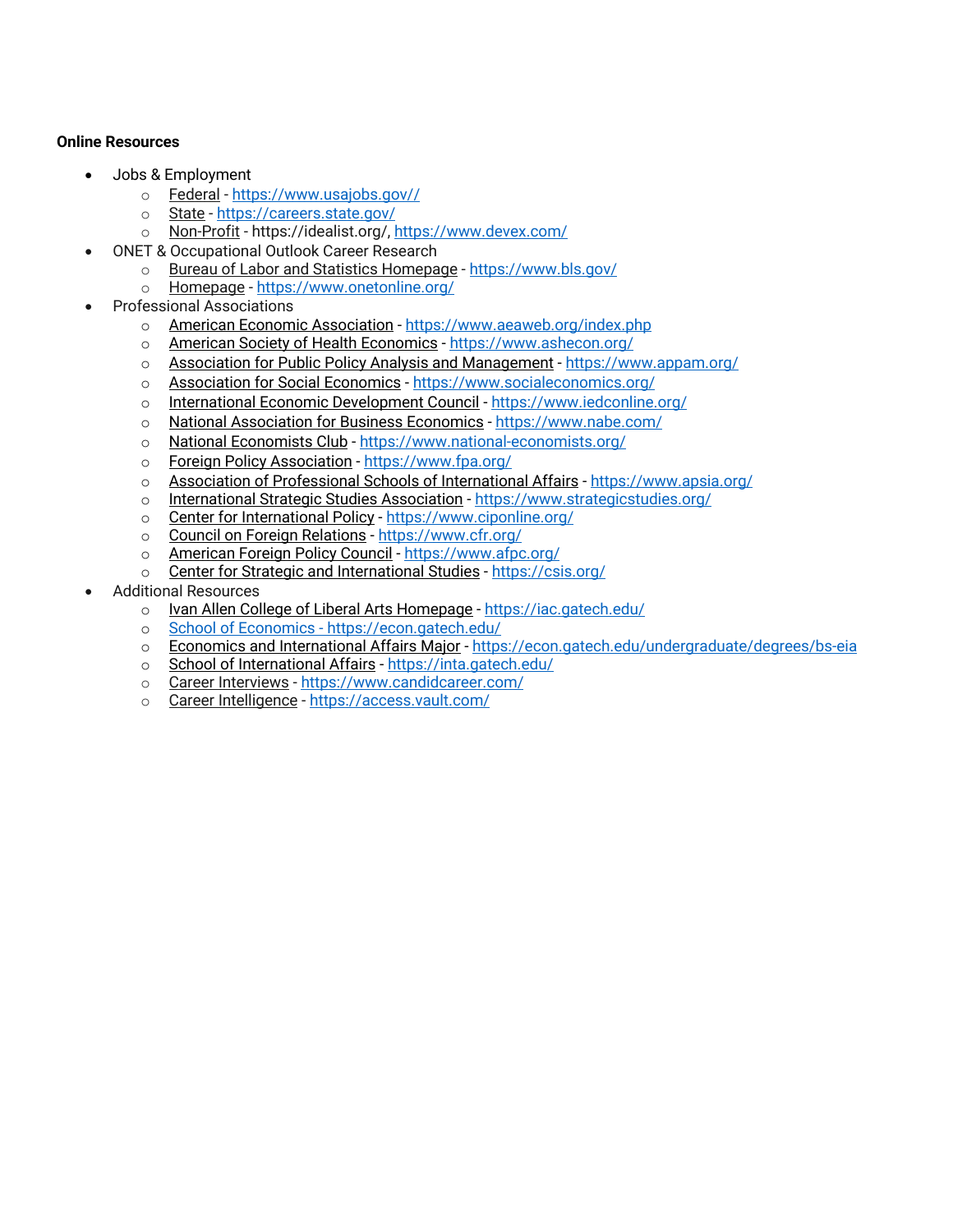**Online Resources**

- Jobs & Employment
  - Federal - https://www.usajobs.gov//
  - State - https://careers.state.gov/
  - Non-Profit - https://idealist.org/, https://www.devex.com/
- ONET & Occupational Outlook Career Research
  - Bureau of Labor and Statistics Homepage - https://www.bls.gov/
  - Homepage - https://www.onetonline.org/
- Professional Associations
  - American Economic Association - https://www.aeaweb.org/index.php
  - American Society of Health Economics - https://www.ashecon.org/
  - Association for Public Policy Analysis and Management - https://www.appam.org/
  - Association for Social Economics - https://www.socialeconomics.org/
  - International Economic Development Council - https://www.iedconline.org/
  - National Association for Business Economics - https://www.nabe.com/
  - National Economists Club - https://www.national-economists.org/
  - Foreign Policy Association - https://www.fpa.org/
  - Association of Professional Schools of International Affairs - https://www.apsia.org/
  - International Strategic Studies Association - https://www.strategicstudies.org/
  - Center for International Policy - https://www.ciponline.org/
  - Council on Foreign Relations - https://www.cfr.org/
  - American Foreign Policy Council - https://www.afpc.org/
  - Center for Strategic and International Studies - https://csis.org/
- Additional Resources
  - Ivan Allen College of Liberal Arts Homepage - https://iac.gatech.edu/
  - School of Economics - https://econ.gatech.edu/
  - Economics and International Affairs Major - https://econ.gatech.edu/undergraduate/degrees/bs-eia
  - School of International Affairs - https://inta.gatech.edu/
  - Career Interviews - https://www.candidcareer.com/
  - Career Intelligence - https://access.vault.com/